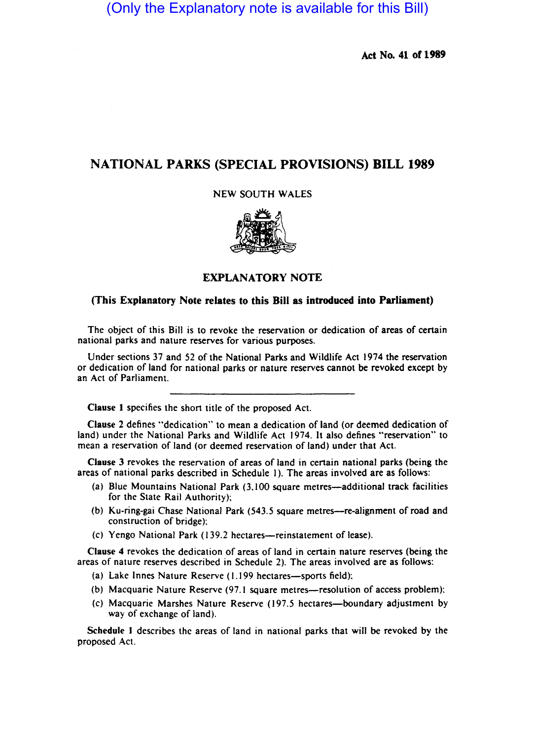(Only the Explanatory note is available for this Bill)

Act No. 41 of 1989

# NATIONAL PARKS (SPECIAL PROVISIONS) BILL 1989

NEW SOUTH WALES

## EXPLANATORY NOTE

**(This Explanatory Note relates to this Bill as introduced into Parliament)**

The object of this Bill is to revoke the reservation or dedication of areas of certain national parks and nature reserves for various purposes.

Under sections 37 and 52 of the National Parks and Wildlife Act 1974 the reservation or dedication of land for national parks or nature reserves cannot be revoked except by an Act of Parliament.

---

**Clause 1** specifies the short title of the proposed Act.

**Clause 2** defines "dedication" to mean a dedication of land (or deemed dedication of land) under the National Parks and Wildlife Act 1974. It also defines "reservation" to mean a reservation of land (or deemed reservation of land) under that Act.

**Clause 3** revokes the reservation of areas of land in certain national parks (being the areas of national parks described in Schedule 1). The areas involved are as follows:

(a) Blue Mountains National Park (3,100 square metres—additional track facilities for the State Rail Authority);

(b) Ku-ring-gai Chase National Park (543.5 square metres—re-alignment of road and construction of bridge);

(c) Yengo National Park (139.2 hectares—reinstatement of lease).

**Clause 4** revokes the dedication of areas of land in certain nature reserves (being the areas of nature reserves described in Schedule 2). The areas involved are as follows:

(a) Lake Innes Nature Reserve (1.199 hectares—sports field);

(b) Macquarie Nature Reserve (97.1 square metres—resolution of access problem);

(c) Macquarie Marshes Nature Reserve (197.5 hectares—boundary adjustment by way of exchange of land).

**Schedule 1** describes the areas of land in national parks that will be revoked by the proposed Act.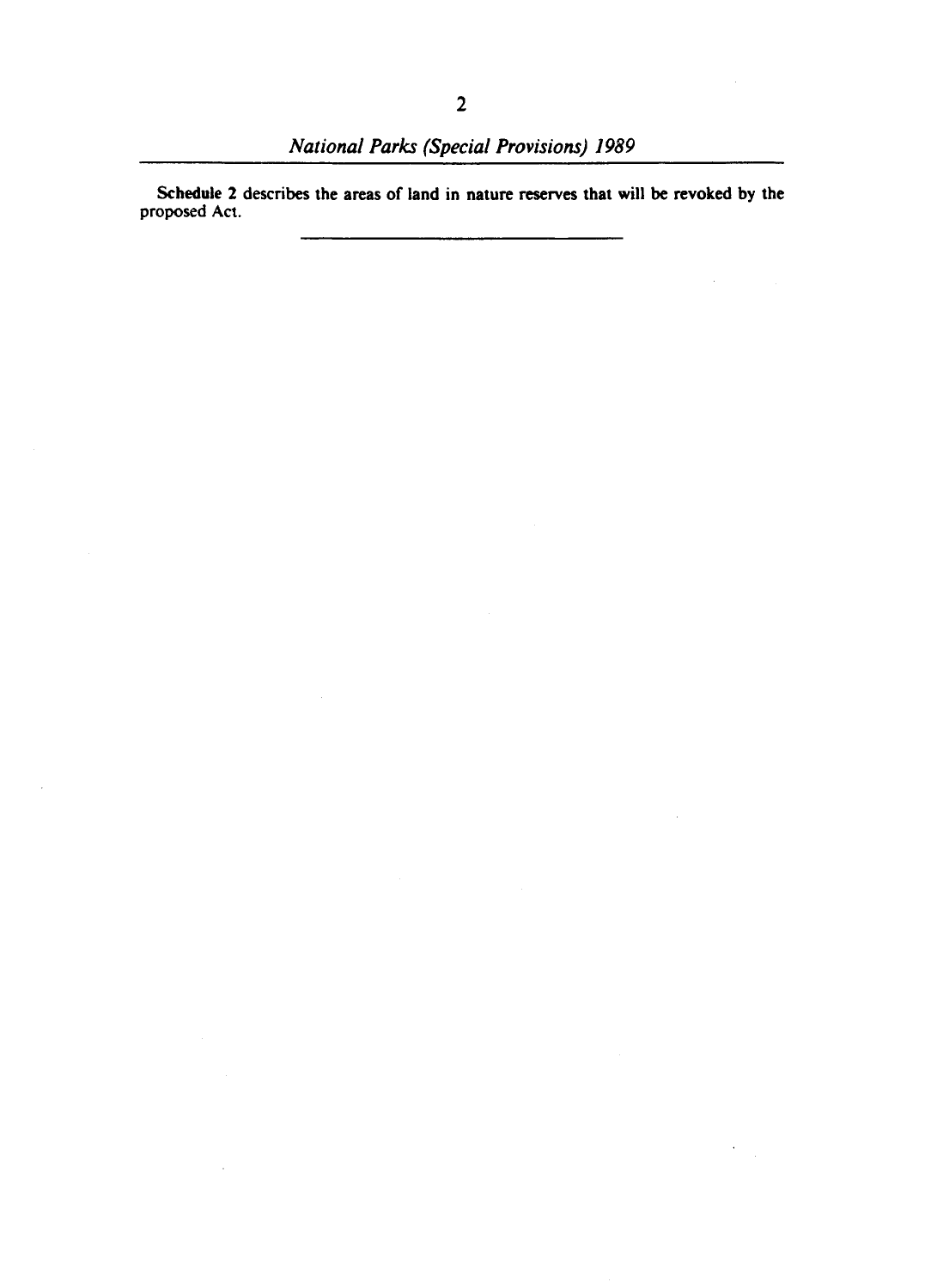**Schedule 2** describes the areas of land in nature reserves that will be revoked by the proposed Act.